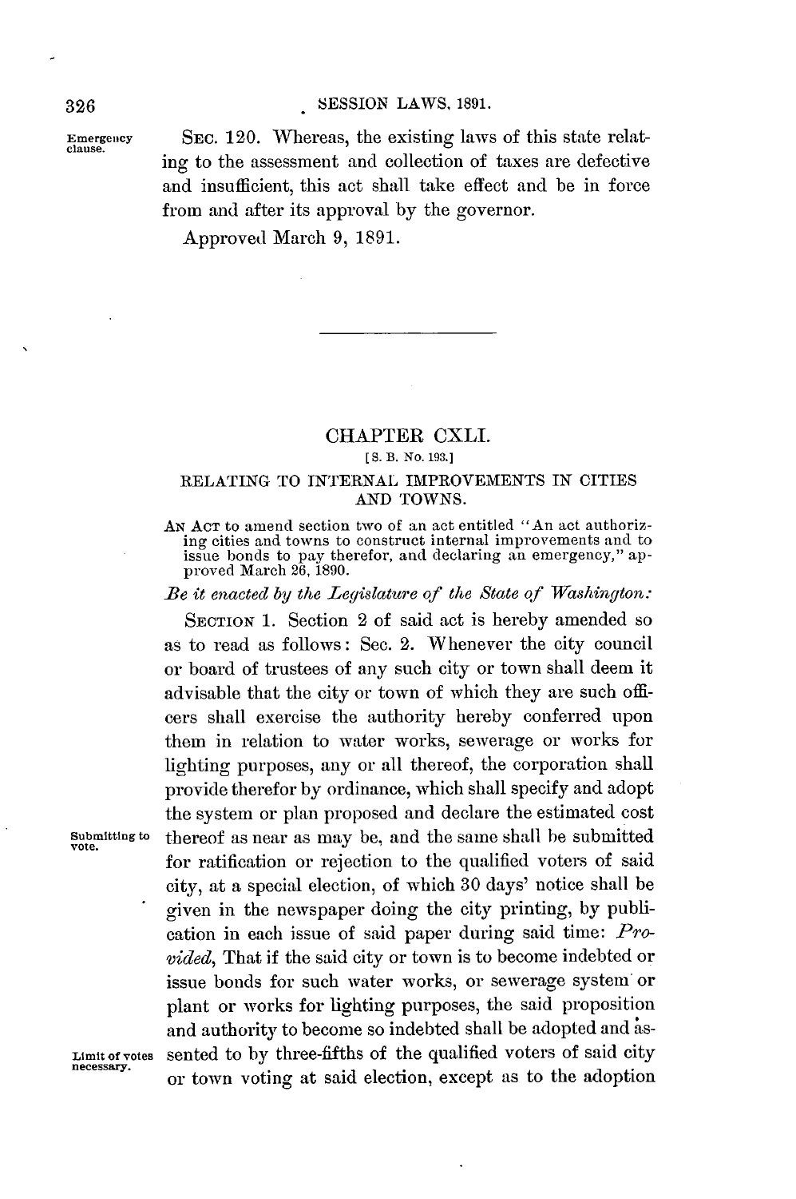Emergency clause.

SEC. 120. Whereas, the existing laws of this state relating to the assessment and collection of taxes are defective and insufficient, this act shall take effect and be in force from and after its approval by the governor.

Approved March 9, 1891.

---

## CHAPTER CXLI.

[S. B. No. 193.]

### RELATING TO INTERNAL IMPROVEMENTS IN CITIES AND TOWNS.

AN ACT to amend section two of an act entitled "An act authorizing cities and towns to construct internal improvements and to issue bonds to pay therefor, and declaring an emergency," approved March 26, 1890.

*Be it enacted by the Legislature of the State of Washington:*

SECTION 1. Section 2 of said act is hereby amended so as to read as follows: Sec. 2. Whenever the city council or board of trustees of any such city or town shall deem it advisable that the city or town of which they are such officers shall exercise the authority hereby conferred upon them in relation to water works, sewerage or works for lighting purposes, any or all thereof, the corporation shall provide therefor by ordinance, which shall specify and adopt the system or plan proposed and declare the estimated cost thereof as near as may be, and the same shall be submitted for ratification or rejection to the qualified voters of said city, at a special election, of which 30 days' notice shall be given in the newspaper doing the city printing, by publication in each issue of said paper during said time: *Provided*, That if the said city or town is to become indebted or issue bonds for such water works, or sewerage system or plant or works for lighting purposes, the said proposition and authority to become so indebted shall be adopted and assented to by three-fifths of the qualified voters of said city or town voting at said election, except as to the adoption

Submitting to vote.

Limit of votes necessary.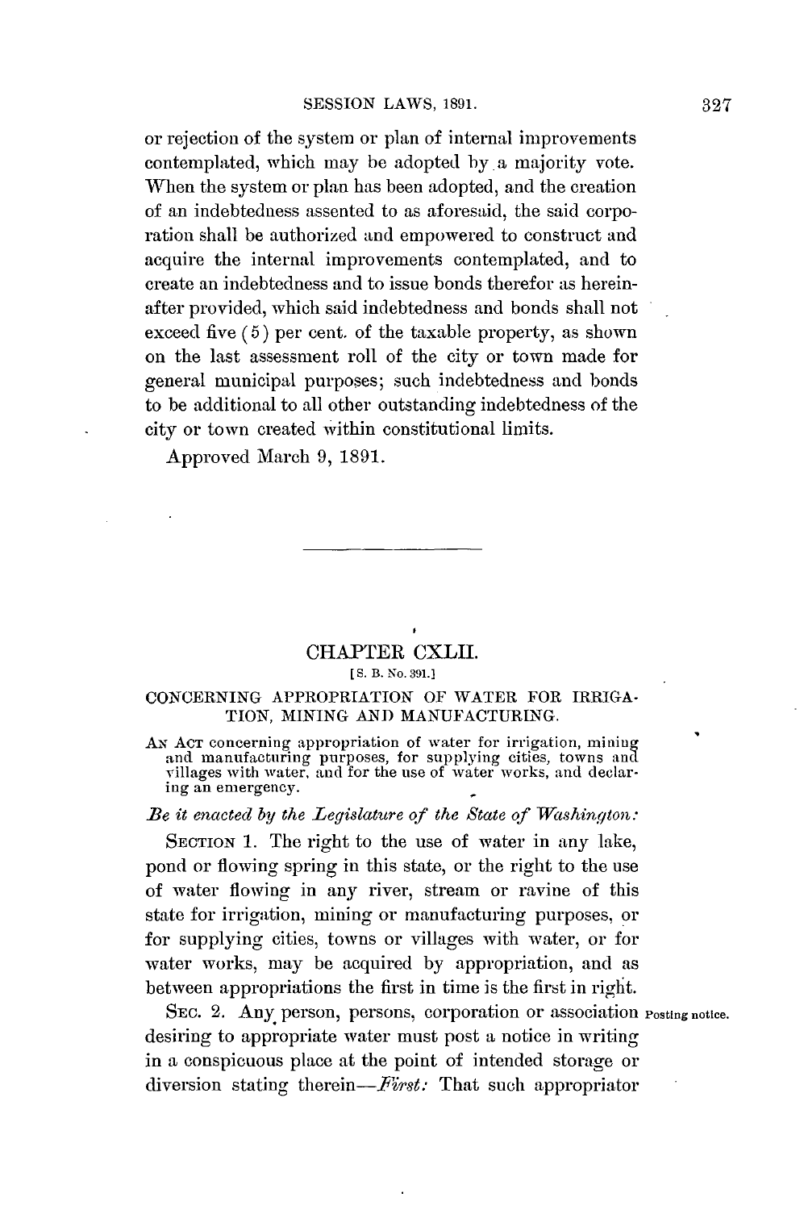or rejection of the system or plan of internal improvements contemplated, which may be adopted by a majority vote. When the system or plan has been adopted, and the creation of an indebtedness assented to as aforesaid, the said corporation shall be authorized and empowered to construct and acquire the internal improvements contemplated, and to create an indebtedness and to issue bonds therefor as hereinafter provided, which said indebtedness and bonds shall not exceed five (5) per cent. of the taxable property, as shown on the last assessment roll of the city or town made for general municipal purposes; such indebtedness and bonds to be additional to all other outstanding indebtedness of the city or town created within constitutional limits.

Approved March 9, 1891.

---

## CHAPTER CXLII.

[S. B. No. 391.]

### CONCERNING APPROPRIATION OF WATER FOR IRRIGATION, MINING AND MANUFACTURING.

AN ACT concerning appropriation of water for irrigation, mining and manufacturing purposes, for supplying cities, towns and villages with water, and for the use of water works, and declaring an emergency.

*Be it enacted by the Legislature of the State of Washington:*

SECTION 1. The right to the use of water in any lake, pond or flowing spring in this state, or the right to the use of water flowing in any river, stream or ravine of this state for irrigation, mining or manufacturing purposes, or for supplying cities, towns or villages with water, or for water works, may be acquired by appropriation, and as between appropriations the first in time is the first in right.

SEC. 2. Any person, persons, corporation or association desiring to appropriate water must post a notice in writing in a conspicuous place at the point of intended storage or diversion stating therein—*First:* That such appropriator

Posting notice.